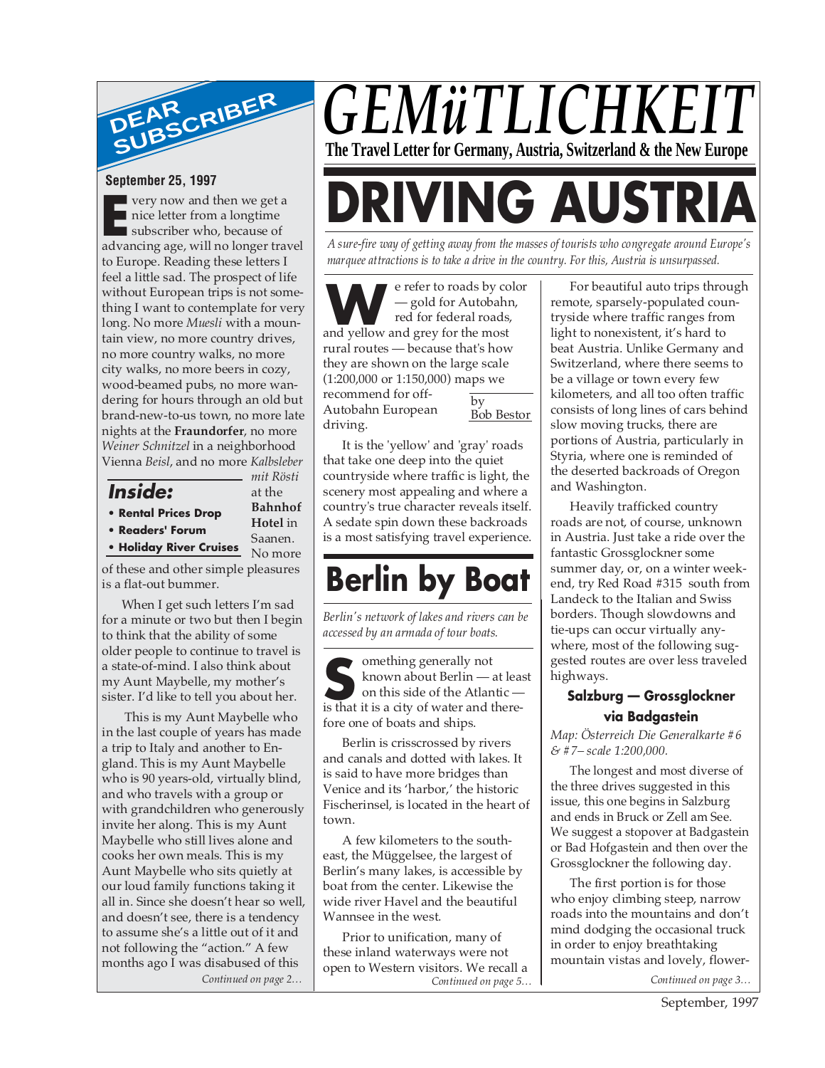# GEMüTLICHKEIT

**The Travel Letter for Germany, Austria, Switzerland & the New Europe**

## DEAR SUBSCRIBER

**September 25, 1997**

Every now and then we get a nice letter from a longtime subscriber who, because of advancing age, will no longer travel to Europe. Reading these letters I feel a little sad. The prospect of life without European trips is not something I want to contemplate for very long. No more *Muesli* with a mountain view, no more country drives, no more country walks, no more city walks, no more beers in cozy, wood-beamed pubs, no more wandering for hours through an old but brand-new-to-us town, no more late nights at the **Fraundorfer**, no more *Weiner Schnitzel* in a neighborhood Vienna *Beisl*, and no more *Kalbsleber mit Rösti* at the **Bahnhof Hotel** in Saanen. No more of these and other simple pleasures is a flat-out bummer.

When I get such letters I'm sad for a minute or two but then I begin to think that the ability of some older people to continue to travel is a state-of-mind. I also think about my Aunt Maybelle, my mother's sister. I'd like to tell you about her.

This is my Aunt Maybelle who in the last couple of years has made a trip to Italy and another to England. This is my Aunt Maybelle who is 90 years-old, virtually blind, and who travels with a group or with grandchildren who generously invite her along. This is my Aunt Maybelle who still lives alone and cooks her own meals. This is my Aunt Maybelle who sits quietly at our loud family functions taking it all in. Since she doesn't hear so well, and doesn't see, there is a tendency to assume she's a little out of it and not following the "action." A few months ago I was disabused of this

*Continued on page 2…*

### Inside:

- **Rental Prices Drop**
- **Readers' Forum**
- **Holiday River Cruises**

# DRIVING AUSTRIA

*A sure-fire way of getting away from the masses of tourists who congregate around Europe's marquee attractions is to take a drive in the country. For this, Austria is unsurpassed.*

by Bob Bestor

We refer to roads by color — gold for Autobahn, red for federal roads, and yellow and grey for the most rural routes — because that's how they are shown on the large scale (1:200,000 or 1:150,000) maps we recommend for off-Autobahn European driving.

It is the 'yellow' and 'gray' roads that take one deep into the quiet countryside where traffic is light, the scenery most appealing and where a country's true character reveals itself. A sedate spin down these backroads is a most satisfying travel experience.

For beautiful auto trips through remote, sparsely-populated countryside where traffic ranges from light to nonexistent, it's hard to beat Austria. Unlike Germany and Switzerland, where there seems to be a village or town every few kilometers, and all too often traffic consists of long lines of cars behind slow moving trucks, there are portions of Austria, particularly in Styria, where one is reminded of the deserted backroads of Oregon and Washington.

Heavily trafficked country roads are not, of course, unknown in Austria. Just take a ride over the fantastic Grossglockner some summer day, or, on a winter weekend, try Red Road #315 south from Landeck to the Italian and Swiss borders. Though slowdowns and tie-ups can occur virtually anywhere, most of the following suggested routes are over less traveled highways.

### Salzburg — Grossglockner via Badgastein

*Map: Österreich Die Generalkarte #6 & #7– scale 1:200,000.*

The longest and most diverse of the three drives suggested in this issue, this one begins in Salzburg and ends in Bruck or Zell am See. We suggest a stopover at Badgastein or Bad Hofgastein and then over the Grossglockner the following day.

The first portion is for those who enjoy climbing steep, narrow roads into the mountains and don't mind dodging the occasional truck in order to enjoy breathtaking mountain vistas and lovely, flower-

*Continued on page 3…*

# Berlin by Boat

*Berlin's network of lakes and rivers can be accessed by an armada of tour boats.*

Something generally not known about Berlin — at least on this side of the Atlantic — is that it is a city of water and therefore one of boats and ships.

Berlin is crisscrossed by rivers and canals and dotted with lakes. It is said to have more bridges than Venice and its 'harbor,' the historic Fischerinsel, is located in the heart of town.

A few kilometers to the southeast, the Müggelsee, the largest of Berlin's many lakes, is accessible by boat from the center. Likewise the wide river Havel and the beautiful Wannsee in the west.

Prior to unification, many of these inland waterways were not open to Western visitors. We recall a

*Continued on page 5…*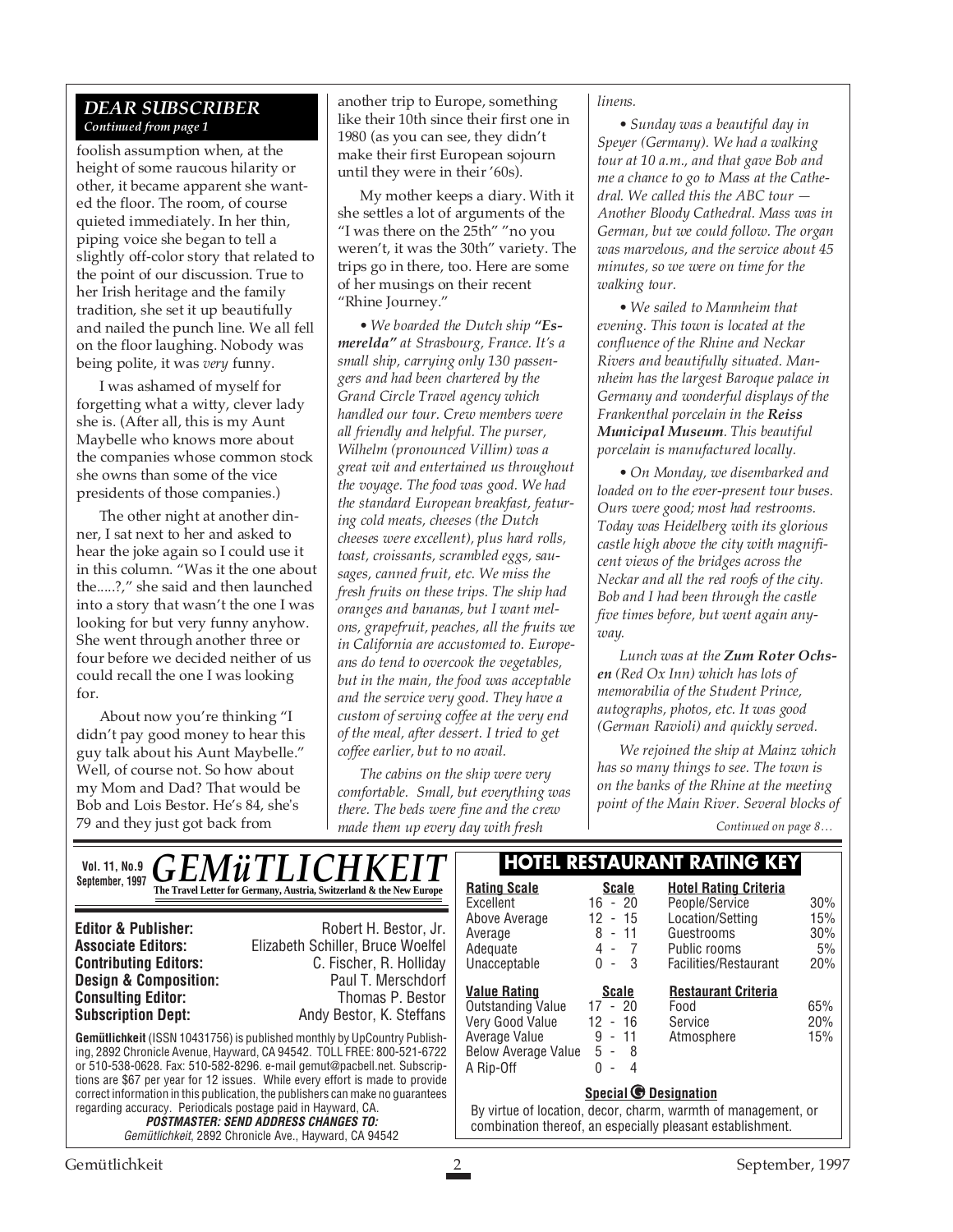## DEAR SUBSCRIBER

*Continued from page 1*

foolish assumption when, at the height of some raucous hilarity or other, it became apparent she wanted the floor. The room, of course quieted immediately. In her thin, piping voice she began to tell a slightly off-color story that related to the point of our discussion. True to her Irish heritage and the family tradition, she set it up beautifully and nailed the punch line. We all fell on the floor laughing. Nobody was being polite, it was *very* funny.

I was ashamed of myself for forgetting what a witty, clever lady she is. (After all, this is my Aunt Maybelle who knows more about the companies whose common stock she owns than some of the vice presidents of those companies.)

The other night at another dinner, I sat next to her and asked to hear the joke again so I could use it in this column. "Was it the one about the.....?," she said and then launched into a story that wasn't the one I was looking for but very funny anyhow. She went through another three or four before we decided neither of us could recall the one I was looking for.

About now you're thinking "I didn't pay good money to hear this guy talk about his Aunt Maybelle." Well, of course not. So how about my Mom and Dad? That would be Bob and Lois Bestor. He's 84, she's 79 and they just got back from another trip to Europe, something like their 10th since their first one in 1980 (as you can see, they didn't make their first European sojourn until they were in their '60s).

My mother keeps a diary. With it she settles a lot of arguments of the "I was there on the 25th" "no you weren't, it was the 30th" variety. The trips go in there, too. Here are some of her musings on their recent "Rhine Journey."

• *We boarded the Dutch ship **"Esmerelda"** at Strasbourg, France. It's a small ship, carrying only 130 passengers and had been chartered by the Grand Circle Travel agency which handled our tour. Crew members were all friendly and helpful. The purser, Wilhelm (pronounced Villim) was a great wit and entertained us throughout the voyage. The food was good. We had the standard European breakfast, featuring cold meats, cheeses (the Dutch cheeses were excellent), plus hard rolls, toast, croissants, scrambled eggs, sausages, canned fruit, etc. We miss the fresh fruits on these trips. The ship had oranges and bananas, but I want melons, grapefruit, peaches, all the fruits we in California are accustomed to. Europeans do tend to overcook the vegetables, but in the main, the food was acceptable and the service very good. They have a custom of serving coffee at the very end of the meal, after dessert. I tried to get coffee earlier, but to no avail.*

*The cabins on the ship were very comfortable. Small, but everything was there. The beds were fine and the crew made them up every day with fresh linens.*

• *Sunday was a beautiful day in Speyer (Germany). We had a walking tour at 10 a.m., and that gave Bob and me a chance to go to Mass at the Cathedral. We called this the ABC tour — Another Bloody Cathedral. Mass was in German, but we could follow. The organ was marvelous, and the service about 45 minutes, so we were on time for the walking tour.*

• *We sailed to Mannheim that evening. This town is located at the confluence of the Rhine and Neckar Rivers and beautifully situated. Mannheim has the largest Baroque palace in Germany and wonderful displays of the Frankenthal porcelain in the **Reiss Municipal Museum**. This beautiful porcelain is manufactured locally.*

• *On Monday, we disembarked and loaded on to the ever-present tour buses. Ours were good; most had restrooms. Today was Heidelberg with its glorious castle high above the city with magnificent views of the bridges across the Neckar and all the red roofs of the city. Bob and I had been through the castle five times before, but went again anyway.*

*Lunch was at the **Zum Roter Ochsen** (Red Ox Inn) which has lots of memorabilia of the Student Prince, autographs, photos, etc. It was good (German Ravioli) and quickly served.*

*We rejoined the ship at Mainz which has so many things to see. The town is on the banks of the Rhine at the meeting point of the Main River. Several blocks of*

*Continued on page 8…*

---

**Vol. 11, No.9 September, 1997**

# GEMüTLICHKEIT

**The Travel Letter for Germany, Austria, Switzerland & the New Europe**

| | |
|---|---|
| **Editor & Publisher:** | Robert H. Bestor, Jr. |
| **Associate Editors:** | Elizabeth Schiller, Bruce Woelfel |
| **Contributing Editors:** | C. Fischer, R. Holliday |
| **Design & Composition:** | Paul T. Merschdorf |
| **Consulting Editor:** | Thomas P. Bestor |
| **Subscription Dept:** | Andy Bestor, K. Steffans |

**Gemütlichkeit** (ISSN 10431756) is published monthly by UpCountry Publishing, 2892 Chronicle Avenue, Hayward, CA 94542. TOLL FREE: 800-521-6722 or 510-538-0628. Fax: 510-582-8296. e-mail gemut@pacbell.net. Subscriptions are $67 per year for 12 issues. While every effort is made to provide correct information in this publication, the publishers can make no guarantees regarding accuracy. Periodicals postage paid in Hayward, CA.

***POSTMASTER: SEND ADDRESS CHANGES TO:***
*Gemütlichkeit*, 2892 Chronicle Ave., Hayward, CA 94542

## HOTEL RESTAURANT RATING KEY

| Rating Scale | Scale | Hotel Rating Criteria | |
|---|---|---|---|
| Excellent | 16 - 20 | People/Service | 30% |
| Above Average | 12 - 15 | Location/Setting | 15% |
| Average | 8 - 11 | Guestrooms | 30% |
| Adequate | 4 - 7 | Public rooms | 5% |
| Unacceptable | 0 - 3 | Facilities/Restaurant | 20% |

| Value Rating | Scale | Restaurant Criteria | |
|---|---|---|---|
| Outstanding Value | 17 - 20 | Food | 65% |
| Very Good Value | 12 - 16 | Service | 20% |
| Average Value | 9 - 11 | Atmosphere | 15% |
| Below Average Value | 5 - 8 | | |
| A Rip-Off | 0 - 4 | | |

**Special G Designation**

By virtue of location, decor, charm, warmth of management, or combination thereof, an especially pleasant establishment.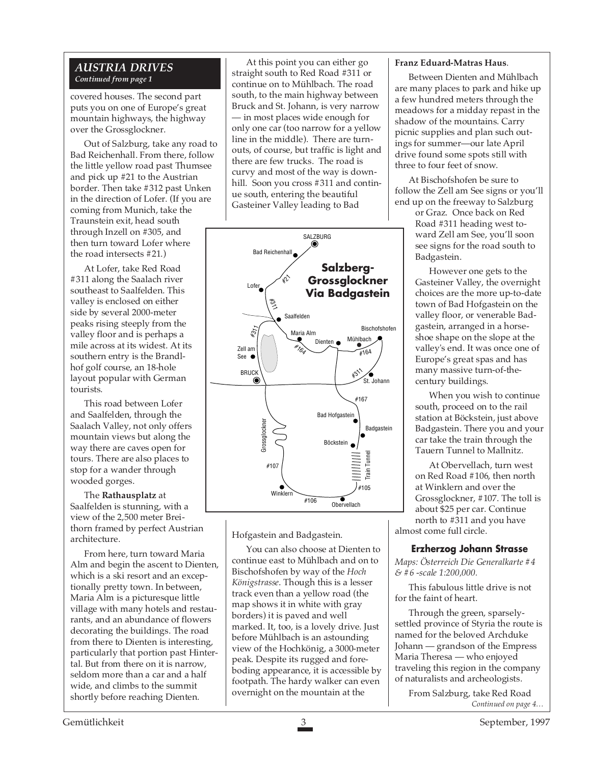*AUSTRIA DRIVES*
*Continued from page 1*

covered houses. The second part puts you on one of Europe's great mountain highways, the highway over the Grossglockner.

Out of Salzburg, take any road to Bad Reichenhall. From there, follow the little yellow road past Thumsee and pick up #21 to the Austrian border. Then take #312 past Unken in the direction of Lofer. (If you are coming from Munich, take the Traunstein exit, head south through Inzell on #305, and then turn toward Lofer where the road intersects #21.)

At Lofer, take Red Road #311 along the Saalach river southeast to Saalfelden. This valley is enclosed on either side by several 2000-meter peaks rising steeply from the valley floor and is perhaps a mile across at its widest. At its southern entry is the Brandlhof golf course, an 18-hole layout popular with German tourists.

This road between Lofer and Saalfelden, through the Saalach Valley, not only offers mountain views but along the way there are caves open for tours. There are also places to stop for a wander through wooded gorges.

The **Rathausplatz** at Saalfelden is stunning, with a view of the 2,500 meter Breithorn framed by perfect Austrian architecture.

From here, turn toward Maria Alm and begin the ascent to Dienten, which is a ski resort and an exceptionally pretty town. In between, Maria Alm is a picturesque little village with many hotels and restaurants, and an abundance of flowers decorating the buildings. The road from there to Dienten is interesting, particularly that portion past Hintertal. But from there on it is narrow, seldom more than a car and a half wide, and climbs to the summit shortly before reaching Dienten.

At this point you can either go straight south to Red Road #311 or continue on to Mühlbach. The road south, to the main highway between Bruck and St. Johann, is very narrow — in most places wide enough for only one car (too narrow for a yellow line in the middle). There are turnouts, of course, but traffic is light and there are few trucks. The road is curvy and most of the way is downhill. Soon you cross #311 and continue south, entering the beautiful Gasteiner Valley leading to Bad Hofgastein and Badgastein.

**Salzberg-Grossglockner Via Badgastein**

You can also choose at Dienten to continue east to Mühlbach and on to Bischofshofen by way of the *Hoch Königstrasse*. Though this is a lesser track even than a yellow road (the map shows it in white with gray borders) it is paved and well marked. It, too, is a lovely drive. Just before Mühlbach is an astounding view of the Hochkönig, a 3000-meter peak. Despite its rugged and foreboding appearance, it is accessible by footpath. The hardy walker can even overnight on the mountain at the **Franz Eduard-Matras Haus**.

Between Dienten and Mühlbach are many places to park and hike up a few hundred meters through the meadows for a midday repast in the shadow of the mountains. Carry picnic supplies and plan such outings for summer—our late April drive found some spots still with three to four feet of snow.

At Bischofshofen be sure to follow the Zell am See signs or you'll end up on the freeway to Salzburg or Graz. Once back on Red Road #311 heading west toward Zell am See, you'll soon see signs for the road south to Badgastein.

However one gets to the Gasteiner Valley, the overnight choices are the more up-to-date town of Bad Hofgastein on the valley floor, or venerable Badgastein, arranged in a horseshoe shape on the slope at the valley's end. It was once one of Europe's great spas and has many massive turn-of-the-century buildings.

When you wish to continue south, proceed on to the rail station at Böckstein, just above Badgastein. There you and your car take the train through the Tauern Tunnel to Mallnitz.

At Obervellach, turn west on Red Road #106, then north at Winklern and over the Grossglockner, #107. The toll is about $25 per car. Continue north to #311 and you have almost come full circle.

### Erzherzog Johann Strasse

*Maps: Österreich Die Generalkarte #4 & #6 -scale 1:200,000.*

This fabulous little drive is not for the faint of heart.

Through the green, sparsely-settled province of Styria the route is named for the beloved Archduke Johann — grandson of the Empress Maria Theresa — who enjoyed traveling this region in the company of naturalists and archeologists.

From Salzburg, take Red Road

*Continued on page 4…*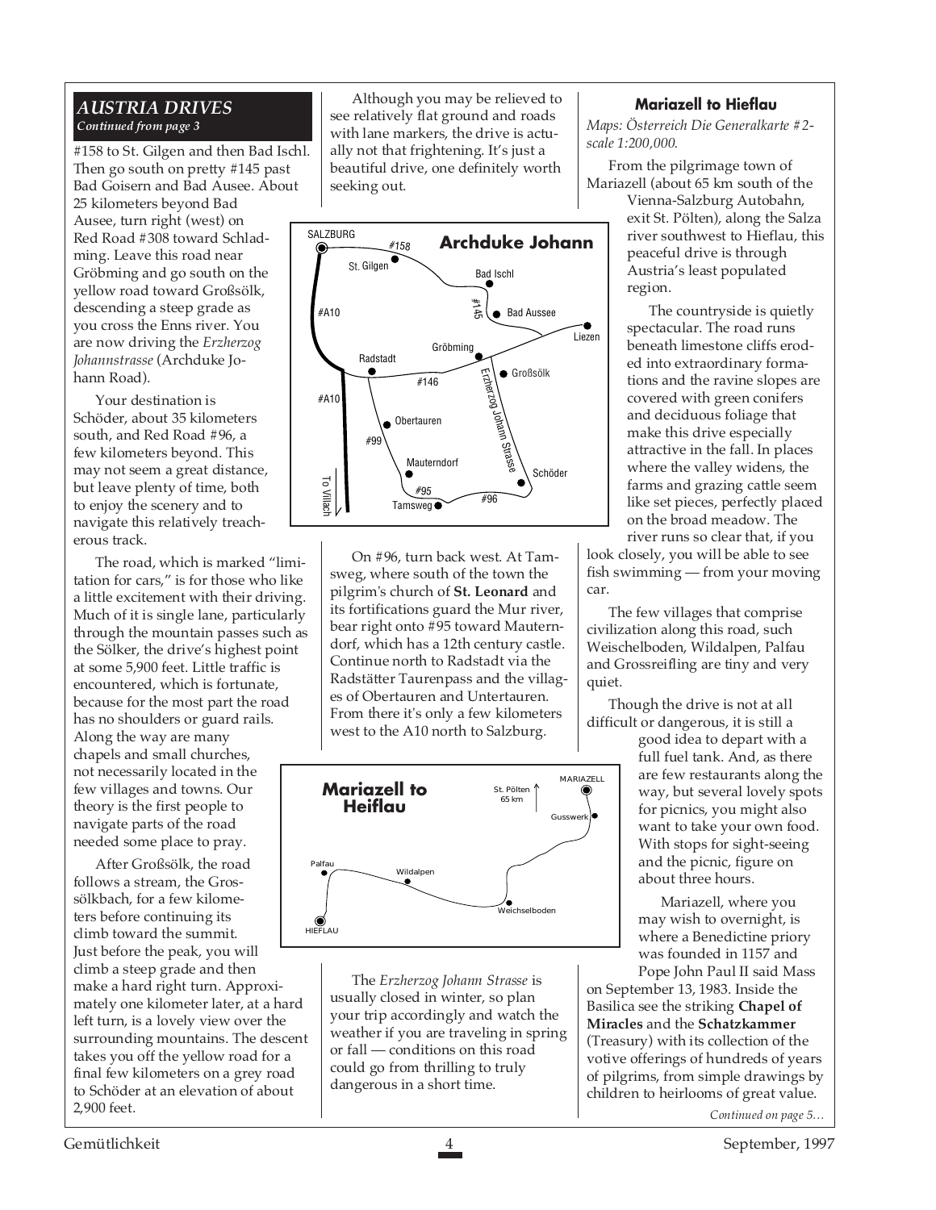### AUSTRIA DRIVES

*Continued from page 3*

#158 to St. Gilgen and then Bad Ischl. Then go south on pretty #145 past Bad Goisern and Bad Ausee. About 25 kilometers beyond Bad Ausee, turn right (west) on Red Road #308 toward Schladming. Leave this road near Gröbming and go south on the yellow road toward Großsölk, descending a steep grade as you cross the Enns river. You are now driving the *Erzherzog Johannstrasse* (Archduke Johann Road).

Your destination is Schöder, about 35 kilometers south, and Red Road #96, a few kilometers beyond. This may not seem a great distance, but leave plenty of time, both to enjoy the scenery and to navigate this relatively treacherous track.

The road, which is marked "limitation for cars," is for those who like a little excitement with their driving. Much of it is single lane, particularly through the mountain passes such as the Sölker, the drive's highest point at some 5,900 feet. Little traffic is encountered, which is fortunate, because for the most part the road has no shoulders or guard rails. Along the way are many chapels and small churches, not necessarily located in the few villages and towns. Our theory is the first people to navigate parts of the road needed some place to pray.

After Großsölk, the road follows a stream, the Grossölkbach, for a few kilometers before continuing its climb toward the summit. Just before the peak, you will climb a steep grade and then make a hard right turn. Approximately one kilometer later, at a hard left turn, is a lovely view over the surrounding mountains. The descent takes you off the yellow road for a final few kilometers on a grey road to Schöder at an elevation of about 2,900 feet.

Although you may be relieved to see relatively flat ground and roads with lane markers, the drive is actually not that frightening. It's just a beautiful drive, one definitely worth seeking out.

**Archduke Johann**

SALZBURG, #158, St. Gilgen, Bad Ischl, #145, Bad Aussee, Liezen, #A10, Gröbming, Radstadt, #146, Großsölk, Erzherzog Johann Strasse, Obertauren, #99, Mauterndorf, #95, Tamsweg, #96, Schöder, To Villach

On #96, turn back west. At Tamsweg, where south of the town the pilgrim's church of **St. Leonard** and its fortifications guard the Mur river, bear right onto #95 toward Mauterndorf, which has a 12th century castle. Continue north to Radstadt via the Radstätter Taurenpass and the villages of Obertauren and Untertauren. From there it's only a few kilometers west to the A10 north to Salzburg.

**Mariazell to Heiflau**

MARIAZELL, St. Pölten 65 km, Gusswerk, Weichselboden, Wildalpen, Palfau, HIEFLAU

The *Erzherzog Johann Strasse* is usually closed in winter, so plan your trip accordingly and watch the weather if you are traveling in spring or fall — conditions on this road could go from thrilling to truly dangerous in a short time.

#### Mariazell to Hieflau

*Maps: Österreich Die Generalkarte #2-scale 1:200,000.*

From the pilgrimage town of Mariazell (about 65 km south of the Vienna-Salzburg Autobahn, exit St. Pölten), along the Salza river southwest to Hieflau, this peaceful drive is through Austria's least populated region.

The countryside is quietly spectacular. The road runs beneath limestone cliffs eroded into extraordinary formations and the ravine slopes are covered with green conifers and deciduous foliage that make this drive especially attractive in the fall. In places where the valley widens, the farms and grazing cattle seem like set pieces, perfectly placed on the broad meadow. The river runs so clear that, if you look closely, you will be able to see fish swimming — from your moving car.

The few villages that comprise civilization along this road, such Weischelboden, Wildalpen, Palfau and Grossreifling are tiny and very quiet.

Though the drive is not at all difficult or dangerous, it is still a good idea to depart with a full fuel tank. And, as there are few restaurants along the way, but several lovely spots for picnics, you might also want to take your own food. With stops for sight-seeing and the picnic, figure on about three hours.

Mariazell, where you may wish to overnight, is where a Benedictine priory was founded in 1157 and Pope John Paul II said Mass on September 13, 1983. Inside the Basilica see the striking **Chapel of Miracles** and the **Schatzkammer** (Treasury) with its collection of the votive offerings of hundreds of years of pilgrims, from simple drawings by children to heirlooms of great value.

*Continued on page 5…*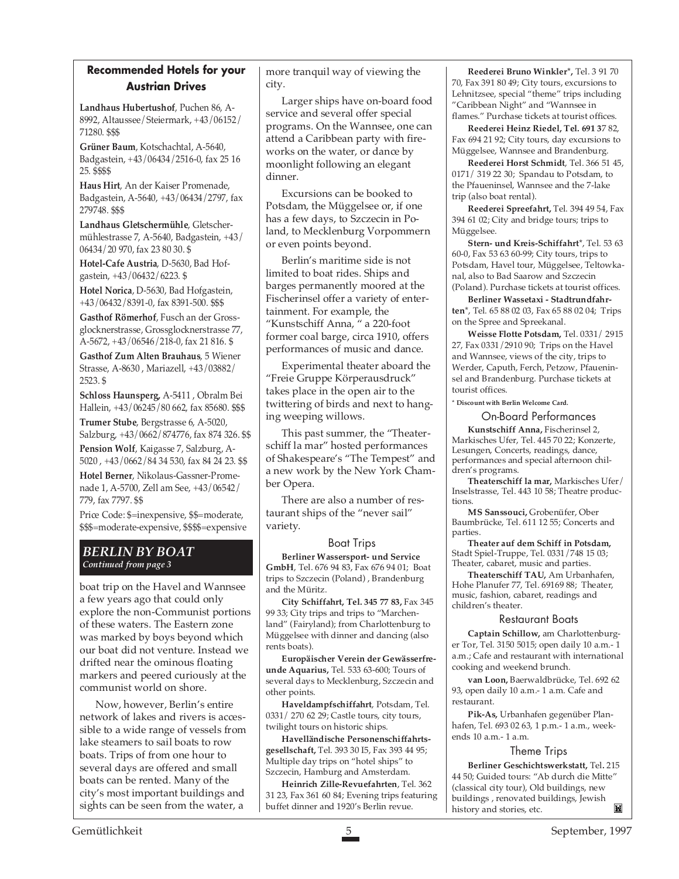### Recommended Hotels for your Austrian Drives

**Landhaus Hubertushof**, Puchen 86, A-8992, Altaussee/Steiermark, +43/06152/ 71280. $$$

**Grüner Baum**, Kotschachtal, A-5640, Badgastein, +43/06434/2516-0, fax 25 16 25. $$$$

**Haus Hirt**, An der Kaiser Promenade, Badgastein, A-5640, +43/06434/2797, fax 279748. $$$

**Landhaus Gletschermühle**, Gletschermühlestrasse 7, A-5640, Badgastein, +43/ 06434/20 970, fax 23 80 30. $

**Hotel-Cafe Austria**, D-5630, Bad Hofgastein, +43/06432/6223. $

**Hotel Norica**, D-5630, Bad Hofgastein, +43/06432/8391-0, fax 8391-500. $$$

**Gasthof Römerhof**, Fusch an der Grossglocknerstrasse, Grossglocknerstrasse 77, A-5672, +43/06546/218-0, fax 21 816. $

**Gasthof Zum Alten Brauhaus**, 5 Wiener Strasse, A-8630 , Mariazell, +43/03882/ 2523. $

**Schloss Haunsperg,** A-5411 , Obralm Bei Hallein, +43/06245/80 662, fax 85680. $$$

**Trumer Stube**, Bergstrasse 6, A-5020, Salzburg, +43/0662/874776, fax 874 326. $$

**Pension Wolf**, Kaigasse 7, Salzburg, A-5020 , +43/0662/84 34 530, fax 84 24 23. $$

**Hotel Berner**, Nikolaus-Gassner-Promenade 1, A-5700, Zell am See, +43/06542/ 779, fax 7797. $$

Price Code: $=inexpensive, $$=moderate, $$$=moderate-expensive, $$$$=expensive

## *BERLIN BY BOAT*

*Continued from page 3*

boat trip on the Havel and Wannsee a few years ago that could only explore the non-Communist portions of these waters. The Eastern zone was marked by boys beyond which our boat did not venture. Instead we drifted near the ominous floating markers and peered curiously at the communist world on shore.

Now, however, Berlin's entire network of lakes and rivers is accessible to a wide range of vessels from lake steamers to sail boats to row boats. Trips of from one hour to several days are offered and small boats can be rented. Many of the city's most important buildings and sights can be seen from the water, a more tranquil way of viewing the city.

Larger ships have on-board food service and several offer special programs. On the Wannsee, one can attend a Caribbean party with fireworks on the water, or dance by moonlight following an elegant dinner.

Excursions can be booked to Potsdam, the Müggelsee or, if one has a few days, to Szczecin in Poland, to Mecklenburg Vorpommern or even points beyond.

Berlin's maritime side is not limited to boat rides. Ships and barges permanently moored at the Fischerinsel offer a variety of entertainment. For example, the "Kunstschiff Anna, " a 220-foot former coal barge, circa 1910, offers performances of music and dance.

Experimental theater aboard the "Freie Gruppe Körperausdruck" takes place in the open air to the twittering of birds and next to hanging weeping willows.

This past summer, the "Theaterschiff la mar" hosted performances of Shakespeare's "The Tempest" and a new work by the New York Chamber Opera.

There are also a number of restaurant ships of the "never sail" variety.

### Boat Trips

**Berliner Wassersport- und Service GmbH**, Tel. 676 94 83, Fax 676 94 01; Boat trips to Szczecin (Poland) , Brandenburg and the Müritz.

**City Schiffahrt, Tel. 345 77 83,** Fax 345 99 33; City trips and trips to "Marchenland" (Fairyland); from Charlottenburg to Müggelsee with dinner and dancing (also rents boats).

**Europäischer Verein der Gewässerfreunde Aquarius,** Tel. 533 63-600; Tours of several days to Mecklenburg, Szczecin and other points.

**Haveldampfschiffahrt**, Potsdam, Tel. 0331/ 270 62 29; Castle tours, city tours, twilight tours on historic ships.

**Havelländische Personenschiffahrtsgesellschaft,** Tel. 393 30 I5, Fax 393 44 95; Multiple day trips on "hotel ships" to Szczecin, Hamburg and Amsterdam.

**Heinrich Zille-Revuefahrten**, Tel. 362 31 23, Fax 361 60 84; Evening trips featuring buffet dinner and 1920's Berlin revue.

**Reederei Bruno Winkler\*,** Tel. 3 91 70 70, Fax 391 80 49; City tours, excursions to Lehnitzsee, special "theme" trips including "Caribbean Night" and "Wannsee in flames." Purchase tickets at tourist offices.

**Reederei Heinz Riedel, Tel. 691 37** 82, Fax 694 21 92; City tours, day excursions to Müggelsee, Wannsee and Brandenburg.

**Reederei Horst Schmidt**, Tel. 366 51 45, 0171/ 319 22 30; Spandau to Potsdam, to the Pfaueninsel, Wannsee and the 7-lake trip (also boat rental).

**Reederei Spreefahrt,** Tel. 394 49 54, Fax 394 61 02; City and bridge tours; trips to Müggelsee.

**Stern- und Kreis-Schiffahrt\***, Tel. 53 63 60-0, Fax 53 63 60-99; City tours, trips to Potsdam, Havel tour, Müggelsee, Teltowkanal, also to Bad Saarow and Szczecin (Poland). Purchase tickets at tourist offices.

**Berliner Wassetaxi - Stadtrundfahrten\***, Tel. 65 88 02 03, Fax 65 88 02 04; Trips on the Spree and Spreekanal.

**Weisse Flotte Potsdam,** Tel. 0331/ 2915 27, Fax 0331/2910 90; Trips on the Havel and Wannsee, views of the city, trips to Werder, Caputh, Ferch, Petzow, Pfaueninsel and Brandenburg. Purchase tickets at tourist offices.

**\* Discount with Berlin Welcome Card.**

### On-Board Performances

**Kunstschiff Anna,** Fischerinsel 2, Markisches Ufer, Tel. 445 70 22; Konzerte, Lesungen, Concerts, readings, dance, performances and special afternoon children's programs.

**Theaterschiff la mar,** Markisches Ufer/ Inselstrasse, Tel. 443 10 58; Theatre productions.

**MS Sanssouci,** Grobenüfer, Ober Baumbrücke, Tel. 611 12 55; Concerts and parties.

**Theater auf dem Schiff in Potsdam,** Stadt Spiel-Truppe, Tel. 0331/748 15 03; Theater, cabaret, music and parties.

**Theaterschiff TAU,** Am Urbanhafen, Hohe Planufer 77, Tel. 69169 88; Theater, music, fashion, cabaret, readings and children's theater.

### Restaurant Boats

**Captain Schillow,** am Charlottenburger Tor, Tel. 3150 5015; open daily 10 a.m.- 1 a.m.; Cafe and restaurant with international cooking and weekend brunch.

**van Loon,** Baerwaldbrücke, Tel. 692 62 93, open daily 10 a.m.- 1 a.m. Cafe and restaurant.

**Pik-As,** Urbanhafen gegenüber Planhafen, Tel. 693 02 63, 1 p.m.- 1 a.m., weekends 10 a.m.- 1 a.m.

### Theme Trips

**Berliner Geschichtswerkstatt,** Tel. 215 44 50; Guided tours: "Ab durch die Mitte" (classical city tour), Old buildings, new buildings , renovated buildings, Jewish history and stories, etc.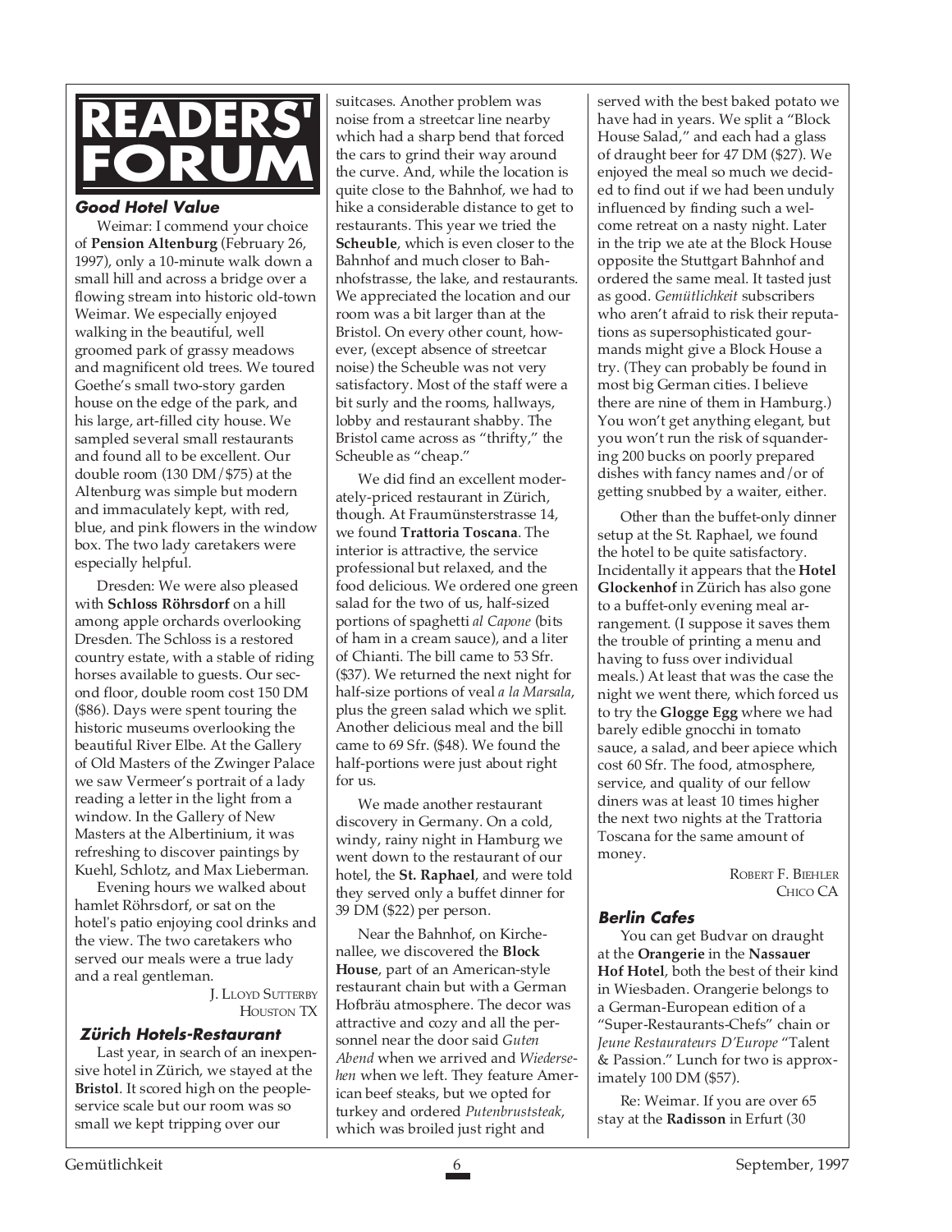# READERS' FORUM

### Good Hotel Value

Weimar: I commend your choice of **Pension Altenburg** (February 26, 1997), only a 10-minute walk down a small hill and across a bridge over a flowing stream into historic old-town Weimar. We especially enjoyed walking in the beautiful, well groomed park of grassy meadows and magnificent old trees. We toured Goethe's small two-story garden house on the edge of the park, and his large, art-filled city house. We sampled several small restaurants and found all to be excellent. Our double room (130 DM/$75) at the Altenburg was simple but modern and immaculately kept, with red, blue, and pink flowers in the window box. The two lady caretakers were especially helpful.

Dresden: We were also pleased with **Schloss Röhrsdorf** on a hill among apple orchards overlooking Dresden. The Schloss is a restored country estate, with a stable of riding horses available to guests. Our second floor, double room cost 150 DM ($86). Days were spent touring the historic museums overlooking the beautiful River Elbe. At the Gallery of Old Masters of the Zwinger Palace we saw Vermeer's portrait of a lady reading a letter in the light from a window. In the Gallery of New Masters at the Albertinium, it was refreshing to discover paintings by Kuehl, Schlotz, and Max Lieberman.

Evening hours we walked about hamlet Röhrsdorf, or sat on the hotel's patio enjoying cool drinks and the view. The two caretakers who served our meals were a true lady and a real gentleman.

J. Lloyd Sutterby
Houston TX

### Zürich Hotels-Restaurant

Last year, in search of an inexpensive hotel in Zürich, we stayed at the **Bristol**. It scored high on the people-service scale but our room was so small we kept tripping over our suitcases. Another problem was noise from a streetcar line nearby which had a sharp bend that forced the cars to grind their way around the curve. And, while the location is quite close to the Bahnhof, we had to hike a considerable distance to get to restaurants. This year we tried the **Scheuble**, which is even closer to the Bahnhof and much closer to Bahnhofstrasse, the lake, and restaurants. We appreciated the location and our room was a bit larger than at the Bristol. On every other count, however, (except absence of streetcar noise) the Scheuble was not very satisfactory. Most of the staff were a bit surly and the rooms, hallways, lobby and restaurant shabby. The Bristol came across as "thrifty," the Scheuble as "cheap."

We did find an excellent moderately-priced restaurant in Zürich, though. At Fraumünsterstrasse 14, we found **Trattoria Toscana**. The interior is attractive, the service professional but relaxed, and the food delicious. We ordered one green salad for the two of us, half-sized portions of spaghetti *al Capone* (bits of ham in a cream sauce), and a liter of Chianti. The bill came to 53 Sfr. ($37). We returned the next night for half-size portions of veal *a la Marsala*, plus the green salad which we split. Another delicious meal and the bill came to 69 Sfr. ($48). We found the half-portions were just about right for us.

We made another restaurant discovery in Germany. On a cold, windy, rainy night in Hamburg we went down to the restaurant of our hotel, the **St. Raphael**, and were told they served only a buffet dinner for 39 DM ($22) per person.

Near the Bahnhof, on Kirchenallee, we discovered the **Block House**, part of an American-style restaurant chain but with a German Hofbräu atmosphere. The decor was attractive and cozy and all the personnel near the door said *Guten Abend* when we arrived and *Wiedersehen* when we left. They feature American beef steaks, but we opted for turkey and ordered *Putenbruststeak*, which was broiled just right and served with the best baked potato we have had in years. We split a "Block House Salad," and each had a glass of draught beer for 47 DM ($27). We enjoyed the meal so much we decided to find out if we had been unduly influenced by finding such a welcome retreat on a nasty night. Later in the trip we ate at the Block House opposite the Stuttgart Bahnhof and ordered the same meal. It tasted just as good. *Gemütlichkeit* subscribers who aren't afraid to risk their reputations as supersophisticated gourmands might give a Block House a try. (They can probably be found in most big German cities. I believe there are nine of them in Hamburg.) You won't get anything elegant, but you won't run the risk of squandering 200 bucks on poorly prepared dishes with fancy names and/or of getting snubbed by a waiter, either.

Other than the buffet-only dinner setup at the St. Raphael, we found the hotel to be quite satisfactory. Incidentally it appears that the **Hotel Glockenhof** in Zürich has also gone to a buffet-only evening meal arrangement. (I suppose it saves them the trouble of printing a menu and having to fuss over individual meals.) At least that was the case the night we went there, which forced us to try the **Glogge Egg** where we had barely edible gnocchi in tomato sauce, a salad, and beer apiece which cost 60 Sfr. The food, atmosphere, service, and quality of our fellow diners was at least 10 times higher the next two nights at the Trattoria Toscana for the same amount of money.

Robert F. Biehler
Chico CA

### Berlin Cafes

You can get Budvar on draught at the **Orangerie** in the **Nassauer Hof Hotel**, both the best of their kind in Wiesbaden. Orangerie belongs to a German-European edition of a "Super-Restaurants-Chefs" chain or *Jeune Restaurateurs D'Europe* "Talent & Passion." Lunch for two is approximately 100 DM ($57).

Re: Weimar. If you are over 65 stay at the **Radisson** in Erfurt (30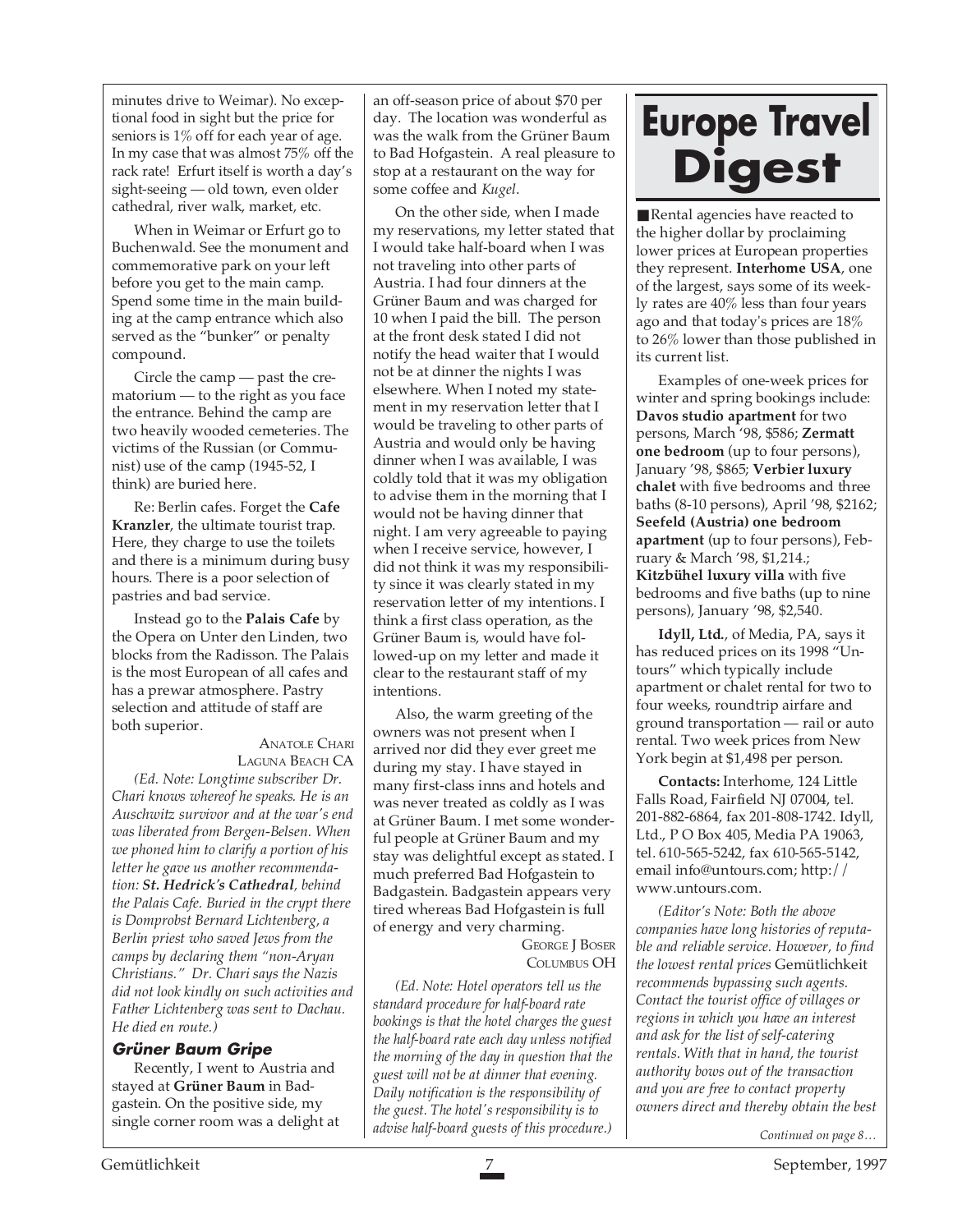minutes drive to Weimar). No exceptional food in sight but the price for seniors is 1% off for each year of age. In my case that was almost 75% off the rack rate! Erfurt itself is worth a day's sight-seeing — old town, even older cathedral, river walk, market, etc.

When in Weimar or Erfurt go to Buchenwald. See the monument and commemorative park on your left before you get to the main camp. Spend some time in the main building at the camp entrance which also served as the "bunker" or penalty compound.

Circle the camp — past the crematorium — to the right as you face the entrance. Behind the camp are two heavily wooded cemeteries. The victims of the Russian (or Communist) use of the camp (1945-52, I think) are buried here.

Re: Berlin cafes. Forget the **Cafe Kranzler**, the ultimate tourist trap. Here, they charge to use the toilets and there is a minimum during busy hours. There is a poor selection of pastries and bad service.

Instead go to the **Palais Cafe** by the Opera on Unter den Linden, two blocks from the Radisson. The Palais is the most European of all cafes and has a prewar atmosphere. Pastry selection and attitude of staff are both superior.

ANATOLE CHARI
LAGUNA BEACH CA

*(Ed. Note: Longtime subscriber Dr. Chari knows whereof he speaks. He is an Auschwitz survivor and at the war's end was liberated from Bergen-Belsen. When we phoned him to clarify a portion of his letter he gave us another recommendation: **St. Hedrick's Cathedral**, behind the Palais Cafe. Buried in the crypt there is Dompropst Bernard Lichtenberg, a Berlin priest who saved Jews from the camps by declaring them "non-Aryan Christians." Dr. Chari says the Nazis did not look kindly on such activities and Father Lichtenberg was sent to Dachau. He died en route.)*

### Grüner Baum Gripe

Recently, I went to Austria and stayed at **Grüner Baum** in Badgastein. On the positive side, my single corner room was a delight at an off-season price of about $70 per day. The location was wonderful as was the walk from the Grüner Baum to Bad Hofgastein. A real pleasure to stop at a restaurant on the way for some coffee and *Kugel*.

On the other side, when I made my reservations, my letter stated that I would take half-board when I was not traveling into other parts of Austria. I had four dinners at the Grüner Baum and was charged for 10 when I paid the bill. The person at the front desk stated I did not notify the head waiter that I would not be at dinner the nights I was elsewhere. When I noted my statement in my reservation letter that I would be traveling to other parts of Austria and would only be having dinner when I was available, I was coldly told that it was my obligation to advise them in the morning that I would not be having dinner that night. I am very agreeable to paying when I receive service, however, I did not think it was my responsibility since it was clearly stated in my reservation letter of my intentions. I think a first class operation, as the Grüner Baum is, would have followed-up on my letter and made it clear to the restaurant staff of my intentions.

Also, the warm greeting of the owners was not present when I arrived nor did they ever greet me during my stay. I have stayed in many first-class inns and hotels and was never treated as coldly as I was at Grüner Baum. I met some wonderful people at Grüner Baum and my stay was delightful except as stated. I much preferred Bad Hofgastein to Badgastein. Badgastein appears very tired whereas Bad Hofgastein is full of energy and very charming.

GEORGE J BOSER
COLUMBUS OH

*(Ed. Note: Hotel operators tell us the standard procedure for half-board rate bookings is that the hotel charges the guest the half-board rate each day unless notified the morning of the day in question that the guest will not be at dinner that evening. Daily notification is the responsibility of the guest. The hotel's responsibility is to advise half-board guests of this procedure.)*

# Europe Travel Digest

■ Rental agencies have reacted to the higher dollar by proclaiming lower prices at European properties they represent. **Interhome USA**, one of the largest, says some of its weekly rates are 40% less than four years ago and that today's prices are 18% to 26% lower than those published in its current list.

Examples of one-week prices for winter and spring bookings include: **Davos studio apartment** for two persons, March '98, $586; **Zermatt one bedroom** (up to four persons), January '98, $865; **Verbier luxury chalet** with five bedrooms and three baths (8-10 persons), April '98, $2162; **Seefeld (Austria) one bedroom apartment** (up to four persons), February & March '98, $1,214.; **Kitzbühel luxury villa** with five bedrooms and five baths (up to nine persons), January '98, $2,540.

**Idyll, Ltd.**, of Media, PA, says it has reduced prices on its 1998 "Untours" which typically include apartment or chalet rental for two to four weeks, roundtrip airfare and ground transportation — rail or auto rental. Two week prices from New York begin at $1,498 per person.

**Contacts:** Interhome, 124 Little Falls Road, Fairfield NJ 07004, tel. 201-882-6864, fax 201-808-1742. Idyll, Ltd., P O Box 405, Media PA 19063, tel. 610-565-5242, fax 610-565-5142, email info@untours.com; http://www.untours.com.

*(Editor's Note: Both the above companies have long histories of reputable and reliable service. However, to find the lowest rental prices* Gemütlichkeit *recommends bypassing such agents. Contact the tourist office of villages or regions in which you have an interest and ask for the list of self-catering rentals. With that in hand, the tourist authority bows out of the transaction and you are free to contact property owners direct and thereby obtain the best*

*Continued on page 8…*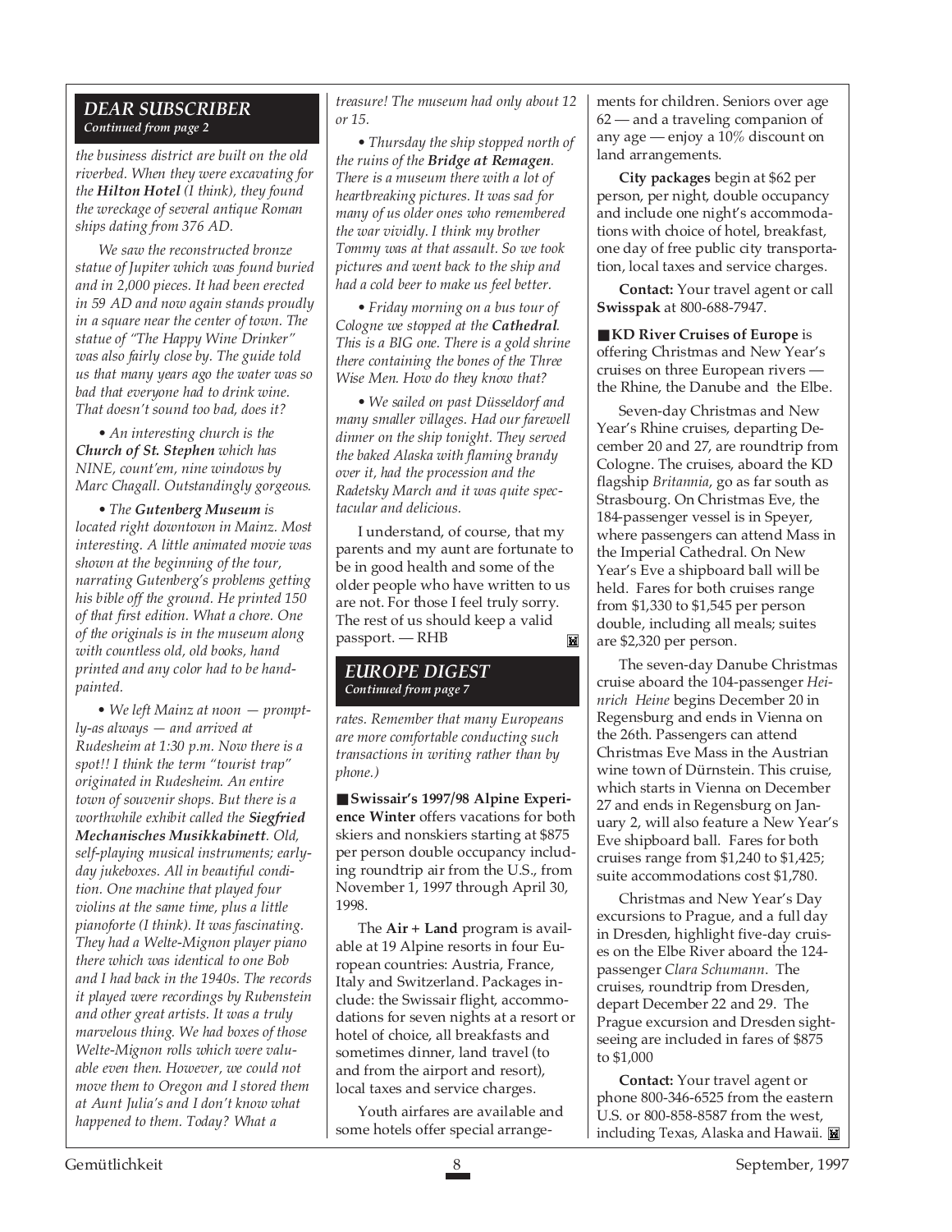## *DEAR SUBSCRIBER*

***Continued from page 2***

*the business district are built on the old riverbed. When they were excavating for the* ***Hilton Hotel*** *(I think), they found the wreckage of several antique Roman ships dating from 376 AD.*

*We saw the reconstructed bronze statue of Jupiter which was found buried and in 2,000 pieces. It had been erected in 59 AD and now again stands proudly in a square near the center of town. The statue of "The Happy Wine Drinker" was also fairly close by. The guide told us that many years ago the water was so bad that everyone had to drink wine. That doesn't sound too bad, does it?*

*• An interesting church is the* ***Church of St. Stephen*** *which has NINE, count'em, nine windows by Marc Chagall. Outstandingly gorgeous.*

*• The* ***Gutenberg Museum*** *is located right downtown in Mainz. Most interesting. A little animated movie was shown at the beginning of the tour, narrating Gutenberg's problems getting his bible off the ground. He printed 150 of that first edition. What a chore. One of the originals is in the museum along with countless old, old books, hand printed and any color had to be hand-painted.*

*• We left Mainz at noon — promptly-as always — and arrived at Rudesheim at 1:30 p.m. Now there is a spot!! I think the term "tourist trap" originated in Rudesheim. An entire town of souvenir shops. But there is a worthwhile exhibit called the* ***Siegfried Mechanisches Musikkabinett****. Old, self-playing musical instruments; early-day jukeboxes. All in beautiful condition. One machine that played four violins at the same time, plus a little pianoforte (I think). It was fascinating. They had a Welte-Mignon player piano there which was identical to one Bob and I had back in the 1940s. The records it played were recordings by Rubenstein and other great artists. It was a truly marvelous thing. We had boxes of those Welte-Mignon rolls which were valuable even then. However, we could not move them to Oregon and I stored them at Aunt Julia's and I don't know what happened to them. Today? What a treasure! The museum had only about 12 or 15.*

*• Thursday the ship stopped north of the ruins of the* ***Bridge at Remagen****. There is a museum there with a lot of heartbreaking pictures. It was sad for many of us older ones who remembered the war vividly. I think my brother Tommy was at that assault. So we took pictures and went back to the ship and had a cold beer to make us feel better.*

*• Friday morning on a bus tour of Cologne we stopped at the* ***Cathedral****. This is a BIG one. There is a gold shrine there containing the bones of the Three Wise Men. How do they know that?*

*• We sailed on past Düsseldorf and many smaller villages. Had our farewell dinner on the ship tonight. They served the baked Alaska with flaming brandy over it, had the procession and the Radetsky March and it was quite spectacular and delicious.*

I understand, of course, that my parents and my aunt are fortunate to be in good health and some of the older people who have written to us are not. For those I feel truly sorry. The rest of us should keep a valid passport. — RHB

## *EUROPE DIGEST*

***Continued from page 7***

*rates. Remember that many Europeans are more comfortable conducting such transactions in writing rather than by phone.)*

■ **Swissair's 1997/98 Alpine Experience Winter** offers vacations for both skiers and nonskiers starting at $875 per person double occupancy including roundtrip air from the U.S., from November 1, 1997 through April 30, 1998.

The **Air + Land** program is available at 19 Alpine resorts in four European countries: Austria, France, Italy and Switzerland. Packages include: the Swissair flight, accommodations for seven nights at a resort or hotel of choice, all breakfasts and sometimes dinner, land travel (to and from the airport and resort), local taxes and service charges.

Youth airfares are available and some hotels offer special arrangements for children. Seniors over age 62 — and a traveling companion of any age — enjoy a 10% discount on land arrangements.

**City packages** begin at $62 per person, per night, double occupancy and include one night's accommodations with choice of hotel, breakfast, one day of free public city transportation, local taxes and service charges.

**Contact:** Your travel agent or call **Swisspak** at 800-688-7947.

■ **KD River Cruises of Europe** is offering Christmas and New Year's cruises on three European rivers — the Rhine, the Danube and the Elbe.

Seven-day Christmas and New Year's Rhine cruises, departing December 20 and 27, are roundtrip from Cologne. The cruises, aboard the KD flagship *Britannia*, go as far south as Strasbourg. On Christmas Eve, the 184-passenger vessel is in Speyer, where passengers can attend Mass in the Imperial Cathedral. On New Year's Eve a shipboard ball will be held. Fares for both cruises range from $1,330 to $1,545 per person double, including all meals; suites are $2,320 per person.

The seven-day Danube Christmas cruise aboard the 104-passenger *Heinrich Heine* begins December 20 in Regensburg and ends in Vienna on the 26th. Passengers can attend Christmas Eve Mass in the Austrian wine town of Dürnstein. This cruise, which starts in Vienna on December 27 and ends in Regensburg on January 2, will also feature a New Year's Eve shipboard ball. Fares for both cruises range from $1,240 to $1,425; suite accommodations cost $1,780.

Christmas and New Year's Day excursions to Prague, and a full day in Dresden, highlight five-day cruises on the Elbe River aboard the 124-passenger *Clara Schumann*. The cruises, roundtrip from Dresden, depart December 22 and 29. The Prague excursion and Dresden sightseeing are included in fares of $875 to $1,000

**Contact:** Your travel agent or phone 800-346-6525 from the eastern U.S. or 800-858-8587 from the west, including Texas, Alaska and Hawaii.